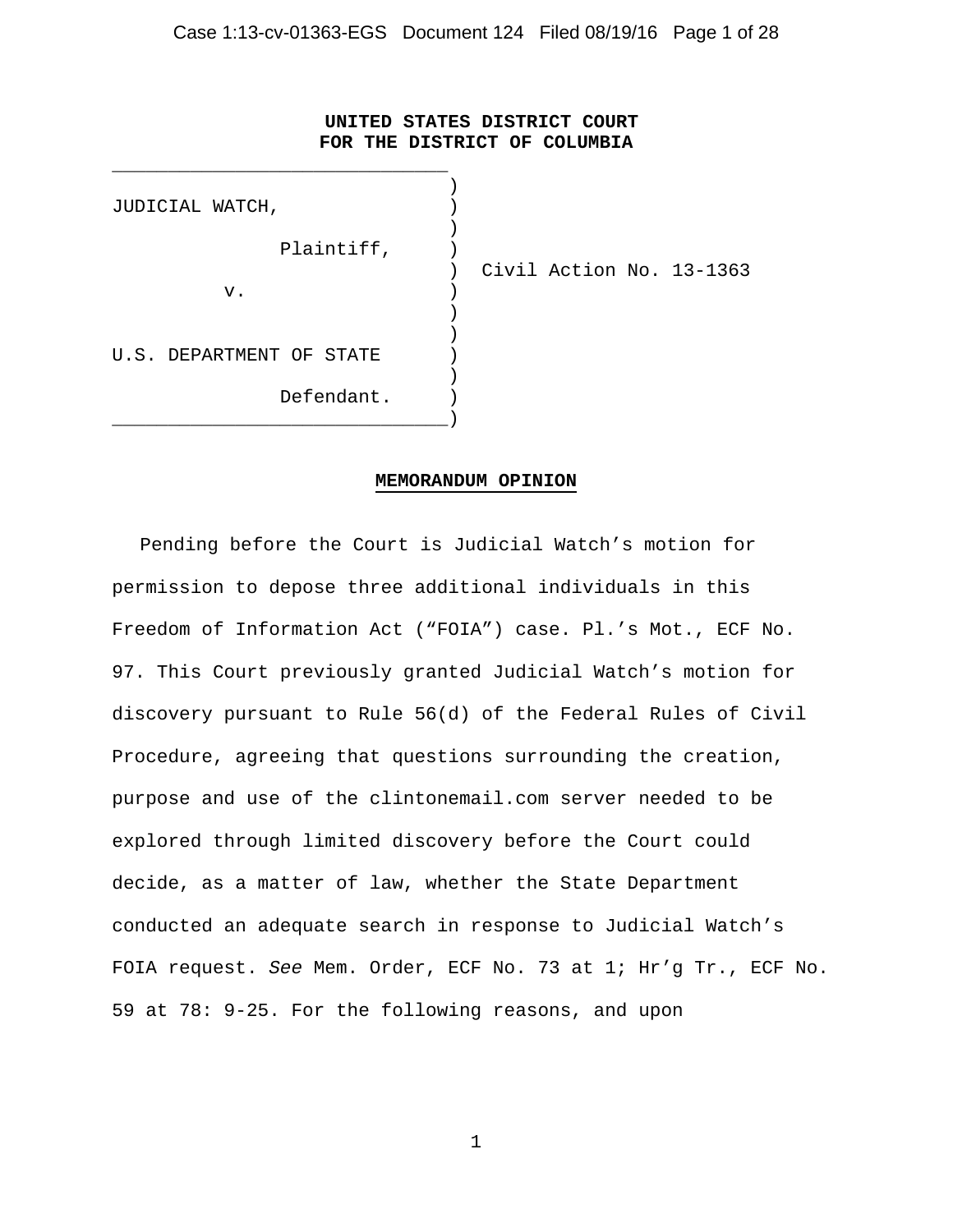**UNITED STATES DISTRICT COURT**
**FOR THE DISTRICT OF COLUMBIA**

| | |
|---|---|
| JUDICIAL WATCH,<br><br>Plaintiff,<br><br>v.<br><br>U.S. DEPARTMENT OF STATE<br><br>Defendant. | Civil Action No. 13-1363 |

**MEMORANDUM OPINION**

Pending before the Court is Judicial Watch's motion for permission to depose three additional individuals in this Freedom of Information Act ("FOIA") case. Pl.'s Mot., ECF No. 97. This Court previously granted Judicial Watch's motion for discovery pursuant to Rule 56(d) of the Federal Rules of Civil Procedure, agreeing that questions surrounding the creation, purpose and use of the clintonemail.com server needed to be explored through limited discovery before the Court could decide, as a matter of law, whether the State Department conducted an adequate search in response to Judicial Watch's FOIA request. *See* Mem. Order, ECF No. 73 at 1; Hr'g Tr., ECF No. 59 at 78: 9-25. For the following reasons, and upon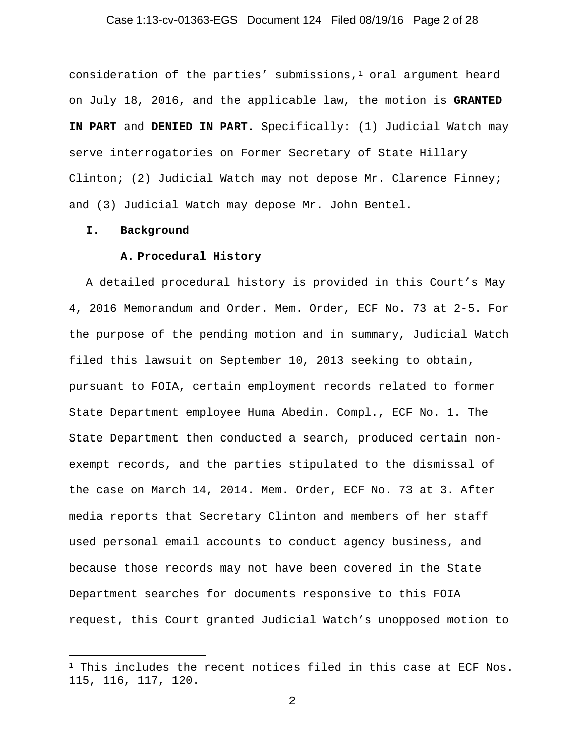consideration of the parties' submissions,[1] oral argument heard on July 18, 2016, and the applicable law, the motion is **GRANTED IN PART** and **DENIED IN PART.** Specifically: (1) Judicial Watch may serve interrogatories on Former Secretary of State Hillary Clinton; (2) Judicial Watch may not depose Mr. Clarence Finney; and (3) Judicial Watch may depose Mr. John Bentel.

## I. Background

### A. Procedural History

A detailed procedural history is provided in this Court's May 4, 2016 Memorandum and Order. Mem. Order, ECF No. 73 at 2-5. For the purpose of the pending motion and in summary, Judicial Watch filed this lawsuit on September 10, 2013 seeking to obtain, pursuant to FOIA, certain employment records related to former State Department employee Huma Abedin. Compl., ECF No. 1. The State Department then conducted a search, produced certain non-exempt records, and the parties stipulated to the dismissal of the case on March 14, 2014. Mem. Order, ECF No. 73 at 3. After media reports that Secretary Clinton and members of her staff used personal email accounts to conduct agency business, and because those records may not have been covered in the State Department searches for documents responsive to this FOIA request, this Court granted Judicial Watch's unopposed motion to

[1] This includes the recent notices filed in this case at ECF Nos. 115, 116, 117, 120.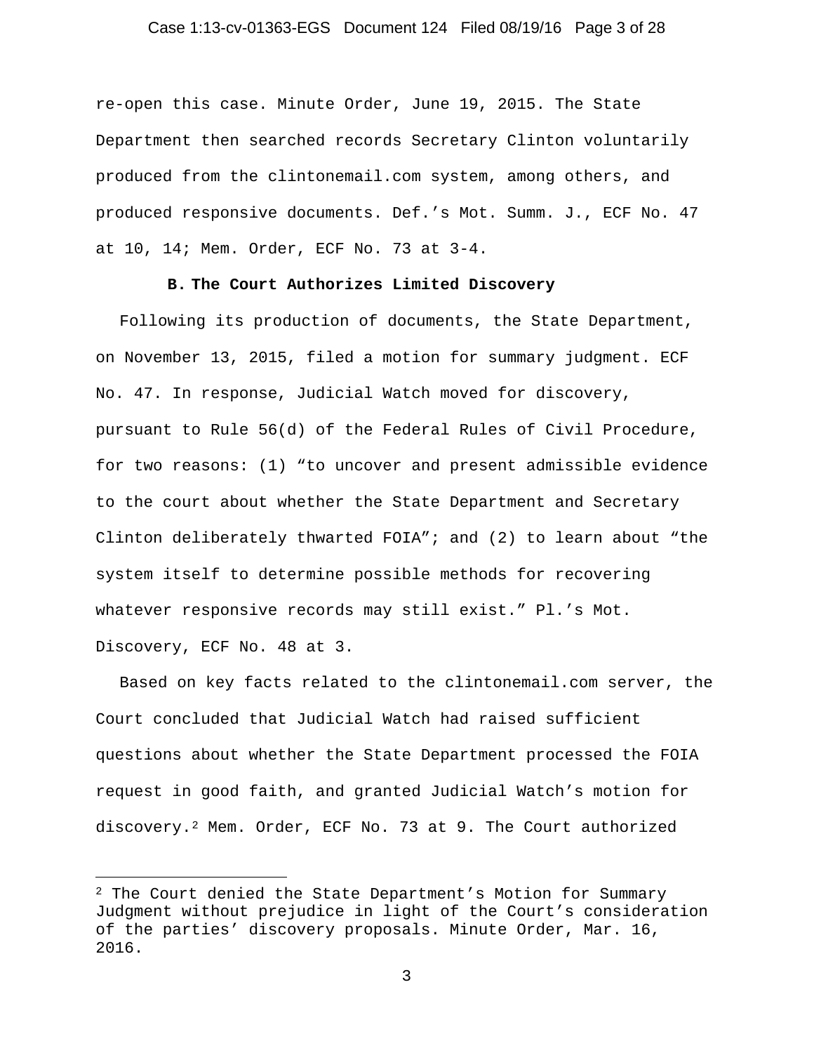re-open this case. Minute Order, June 19, 2015. The State Department then searched records Secretary Clinton voluntarily produced from the clintonemail.com system, among others, and produced responsive documents. Def.'s Mot. Summ. J., ECF No. 47 at 10, 14; Mem. Order, ECF No. 73 at 3-4.

### B. The Court Authorizes Limited Discovery

Following its production of documents, the State Department, on November 13, 2015, filed a motion for summary judgment. ECF No. 47. In response, Judicial Watch moved for discovery, pursuant to Rule 56(d) of the Federal Rules of Civil Procedure, for two reasons: (1) "to uncover and present admissible evidence to the court about whether the State Department and Secretary Clinton deliberately thwarted FOIA"; and (2) to learn about "the system itself to determine possible methods for recovering whatever responsive records may still exist." Pl.'s Mot. Discovery, ECF No. 48 at 3.

Based on key facts related to the clintonemail.com server, the Court concluded that Judicial Watch had raised sufficient questions about whether the State Department processed the FOIA request in good faith, and granted Judicial Watch's motion for discovery.[2] Mem. Order, ECF No. 73 at 9. The Court authorized

---

[2] The Court denied the State Department's Motion for Summary Judgment without prejudice in light of the Court's consideration of the parties' discovery proposals. Minute Order, Mar. 16, 2016.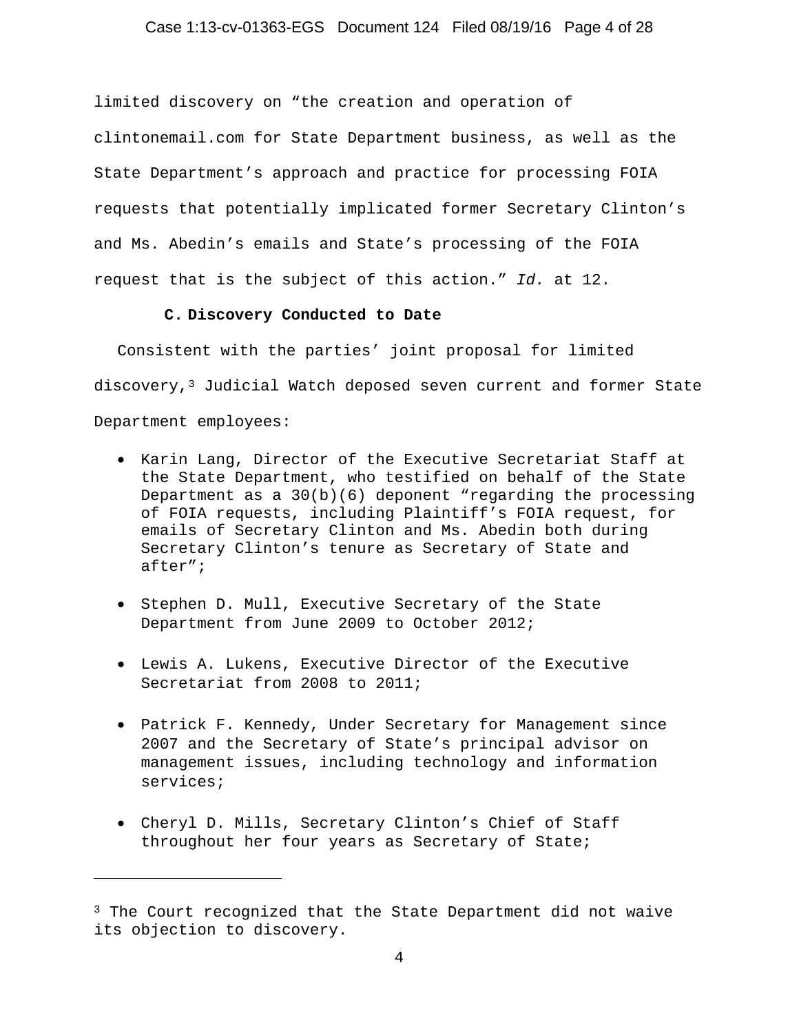limited discovery on "the creation and operation of clintonemail.com for State Department business, as well as the State Department's approach and practice for processing FOIA requests that potentially implicated former Secretary Clinton's and Ms. Abedin's emails and State's processing of the FOIA request that is the subject of this action." *Id.* at 12.

### C. Discovery Conducted to Date

Consistent with the parties' joint proposal for limited discovery,[3] Judicial Watch deposed seven current and former State Department employees:

- Karin Lang, Director of the Executive Secretariat Staff at the State Department, who testified on behalf of the State Department as a 30(b)(6) deponent "regarding the processing of FOIA requests, including Plaintiff's FOIA request, for emails of Secretary Clinton and Ms. Abedin both during Secretary Clinton's tenure as Secretary of State and after";

- Stephen D. Mull, Executive Secretary of the State Department from June 2009 to October 2012;

- Lewis A. Lukens, Executive Director of the Executive Secretariat from 2008 to 2011;

- Patrick F. Kennedy, Under Secretary for Management since 2007 and the Secretary of State's principal advisor on management issues, including technology and information services;

- Cheryl D. Mills, Secretary Clinton's Chief of Staff throughout her four years as Secretary of State;

---

[3] The Court recognized that the State Department did not waive its objection to discovery.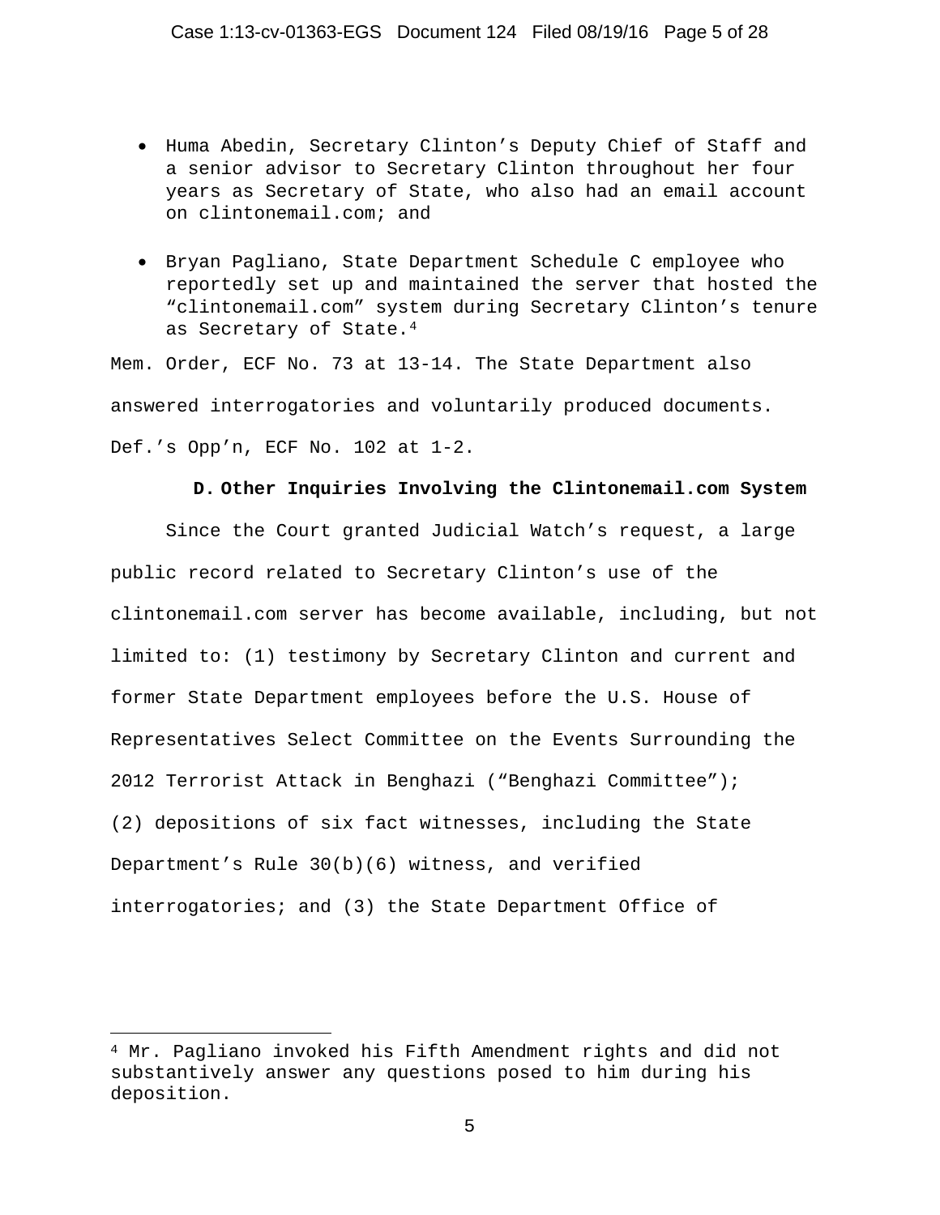- Huma Abedin, Secretary Clinton's Deputy Chief of Staff and a senior advisor to Secretary Clinton throughout her four years as Secretary of State, who also had an email account on clintonemail.com; and

- Bryan Pagliano, State Department Schedule C employee who reportedly set up and maintained the server that hosted the "clintonemail.com" system during Secretary Clinton's tenure as Secretary of State.[4]

Mem. Order, ECF No. 73 at 13-14. The State Department also answered interrogatories and voluntarily produced documents. Def.'s Opp'n, ECF No. 102 at 1-2.

### D. Other Inquiries Involving the Clintonemail.com System

Since the Court granted Judicial Watch's request, a large public record related to Secretary Clinton's use of the clintonemail.com server has become available, including, but not limited to: (1) testimony by Secretary Clinton and current and former State Department employees before the U.S. House of Representatives Select Committee on the Events Surrounding the 2012 Terrorist Attack in Benghazi ("Benghazi Committee"); (2) depositions of six fact witnesses, including the State Department's Rule 30(b)(6) witness, and verified interrogatories; and (3) the State Department Office of

---

[4] Mr. Pagliano invoked his Fifth Amendment rights and did not substantively answer any questions posed to him during his deposition.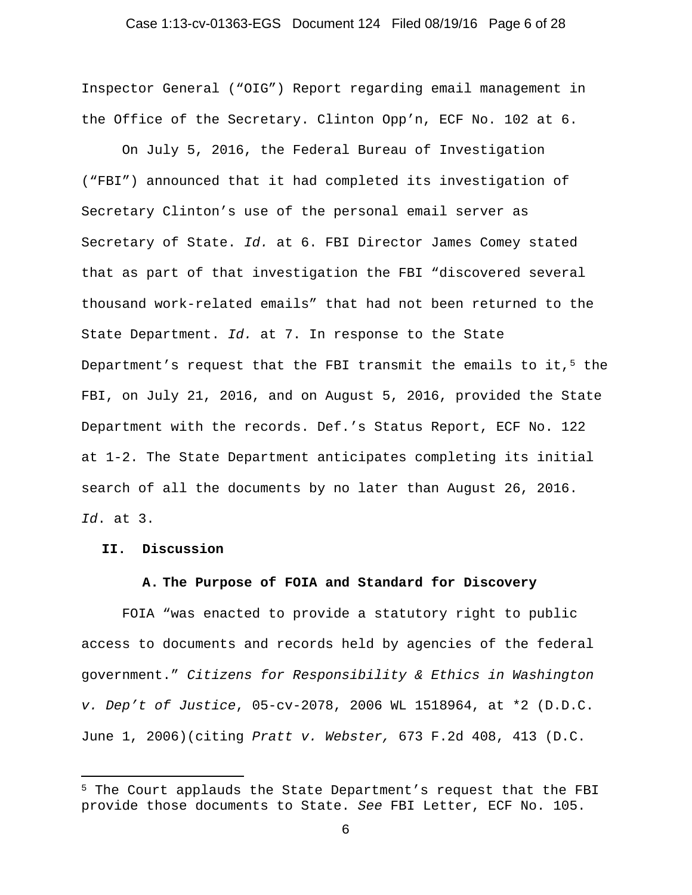Inspector General ("OIG") Report regarding email management in the Office of the Secretary. Clinton Opp'n, ECF No. 102 at 6.

On July 5, 2016, the Federal Bureau of Investigation ("FBI") announced that it had completed its investigation of Secretary Clinton's use of the personal email server as Secretary of State. *Id.* at 6. FBI Director James Comey stated that as part of that investigation the FBI "discovered several thousand work-related emails" that had not been returned to the State Department. *Id.* at 7. In response to the State Department's request that the FBI transmit the emails to it,[5] the FBI, on July 21, 2016, and on August 5, 2016, provided the State Department with the records. Def.'s Status Report, ECF No. 122 at 1-2. The State Department anticipates completing its initial search of all the documents by no later than August 26, 2016. *Id*. at 3.

## II. Discussion

### A. The Purpose of FOIA and Standard for Discovery

FOIA "was enacted to provide a statutory right to public access to documents and records held by agencies of the federal government." *Citizens for Responsibility & Ethics in Washington v. Dep't of Justice*, 05-cv-2078, 2006 WL 1518964, at *2 (D.D.C. June 1, 2006)(citing *Pratt v. Webster,* 673 F.2d 408, 413 (D.C.

[5] The Court applauds the State Department's request that the FBI provide those documents to State. *See* FBI Letter, ECF No. 105.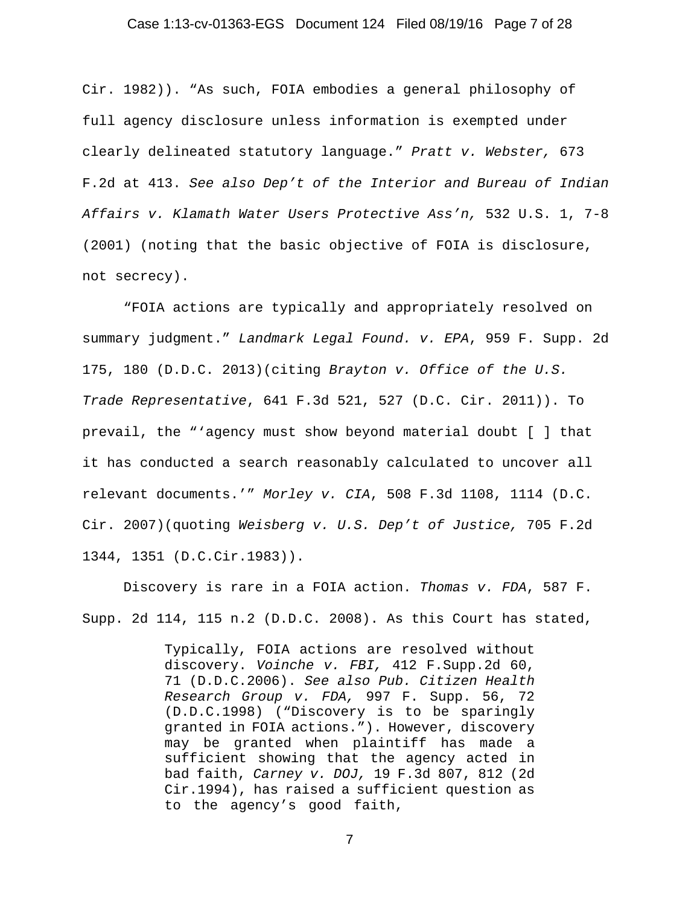Cir. 1982)). "As such, FOIA embodies a general philosophy of full agency disclosure unless information is exempted under clearly delineated statutory language." *Pratt v. Webster,* 673 F.2d at 413. *See also Dep't of the Interior and Bureau of Indian Affairs v. Klamath Water Users Protective Ass'n,* 532 U.S. 1, 7-8 (2001) (noting that the basic objective of FOIA is disclosure, not secrecy).

"FOIA actions are typically and appropriately resolved on summary judgment." *Landmark Legal Found. v. EPA*, 959 F. Supp. 2d 175, 180 (D.D.C. 2013)(citing *Brayton v. Office of the U.S. Trade Representative*, 641 F.3d 521, 527 (D.C. Cir. 2011)). To prevail, the "'agency must show beyond material doubt [ ] that it has conducted a search reasonably calculated to uncover all relevant documents.'" *Morley v. CIA*, 508 F.3d 1108, 1114 (D.C. Cir. 2007)(quoting *Weisberg v. U.S. Dep't of Justice,* 705 F.2d 1344, 1351 (D.C.Cir.1983)).

Discovery is rare in a FOIA action. *Thomas v. FDA*, 587 F. Supp. 2d 114, 115 n.2 (D.D.C. 2008). As this Court has stated,

> Typically, FOIA actions are resolved without discovery. *Voinche v. FBI,* 412 F.Supp.2d 60, 71 (D.D.C.2006). *See also Pub. Citizen Health Research Group v. FDA,* 997 F. Supp. 56, 72 (D.D.C.1998) ("Discovery is to be sparingly granted in FOIA actions."). However, discovery may be granted when plaintiff has made a sufficient showing that the agency acted in bad faith, *Carney v. DOJ,* 19 F.3d 807, 812 (2d Cir.1994), has raised a sufficient question as to the agency's good faith,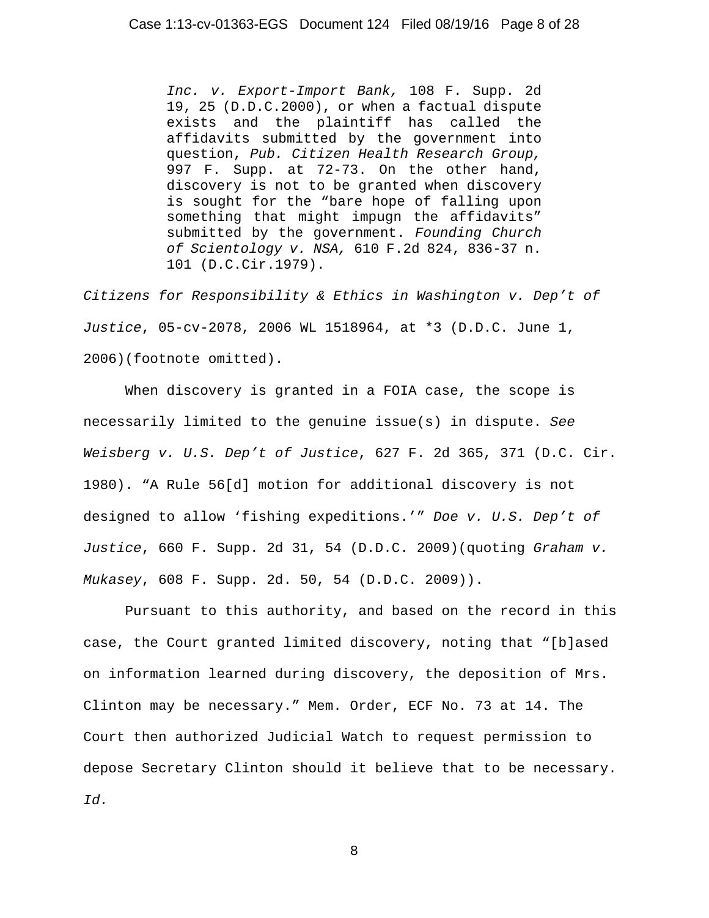> *Inc. v. Export-Import Bank,* 108 F. Supp. 2d 19, 25 (D.D.C.2000), or when a factual dispute exists and the plaintiff has called the affidavits submitted by the government into question, *Pub. Citizen Health Research Group,* 997 F. Supp. at 72-73. On the other hand, discovery is not to be granted when discovery is sought for the "bare hope of falling upon something that might impugn the affidavits" submitted by the government. *Founding Church of Scientology v. NSA,* 610 F.2d 824, 836-37 n. 101 (D.C.Cir.1979).

*Citizens for Responsibility & Ethics in Washington v. Dep't of Justice*, 05-cv-2078, 2006 WL 1518964, at *3 (D.D.C. June 1, 2006)(footnote omitted).

When discovery is granted in a FOIA case, the scope is necessarily limited to the genuine issue(s) in dispute. *See Weisberg v. U.S. Dep't of Justice*, 627 F. 2d 365, 371 (D.C. Cir. 1980). "A Rule 56[d] motion for additional discovery is not designed to allow 'fishing expeditions.'" *Doe v. U.S. Dep't of Justice*, 660 F. Supp. 2d 31, 54 (D.D.C. 2009)(quoting *Graham v. Mukasey*, 608 F. Supp. 2d. 50, 54 (D.D.C. 2009)).

Pursuant to this authority, and based on the record in this case, the Court granted limited discovery, noting that "[b]ased on information learned during discovery, the deposition of Mrs. Clinton may be necessary." Mem. Order, ECF No. 73 at 14. The Court then authorized Judicial Watch to request permission to depose Secretary Clinton should it believe that to be necessary. *Id.*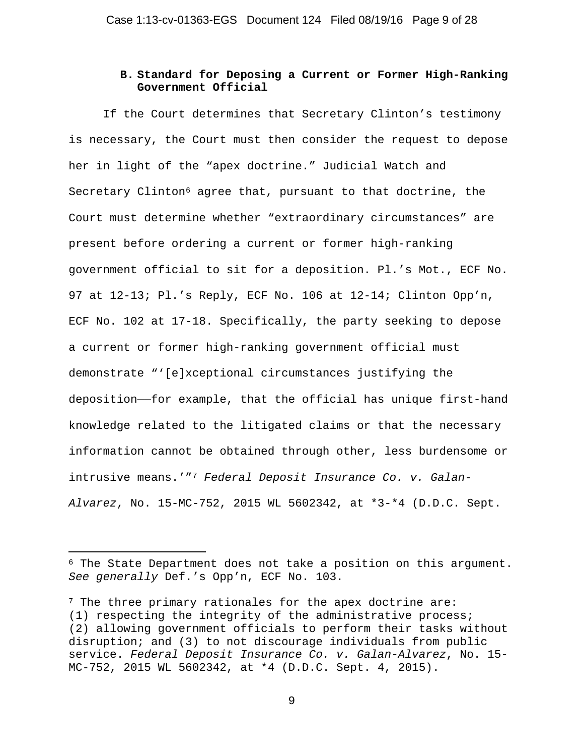### B. Standard for Deposing a Current or Former High-Ranking Government Official

If the Court determines that Secretary Clinton's testimony is necessary, the Court must then consider the request to depose her in light of the "apex doctrine." Judicial Watch and Secretary Clinton[6] agree that, pursuant to that doctrine, the Court must determine whether "extraordinary circumstances" are present before ordering a current or former high-ranking government official to sit for a deposition. Pl.'s Mot., ECF No. 97 at 12-13; Pl.'s Reply, ECF No. 106 at 12-14; Clinton Opp'n, ECF No. 102 at 17-18. Specifically, the party seeking to depose a current or former high-ranking government official must demonstrate "'[e]xceptional circumstances justifying the deposition——for example, that the official has unique first-hand knowledge related to the litigated claims or that the necessary information cannot be obtained through other, less burdensome or intrusive means.'"[7] *Federal Deposit Insurance Co. v. Galan-Alvarez*, No. 15-MC-752, 2015 WL 5602342, at *3-*4 (D.D.C. Sept.

---

[6] The State Department does not take a position on this argument. *See generally* Def.'s Opp'n, ECF No. 103.

[7] The three primary rationales for the apex doctrine are: (1) respecting the integrity of the administrative process; (2) allowing government officials to perform their tasks without disruption; and (3) to not discourage individuals from public service. *Federal Deposit Insurance Co. v. Galan-Alvarez*, No. 15-MC-752, 2015 WL 5602342, at *4 (D.D.C. Sept. 4, 2015).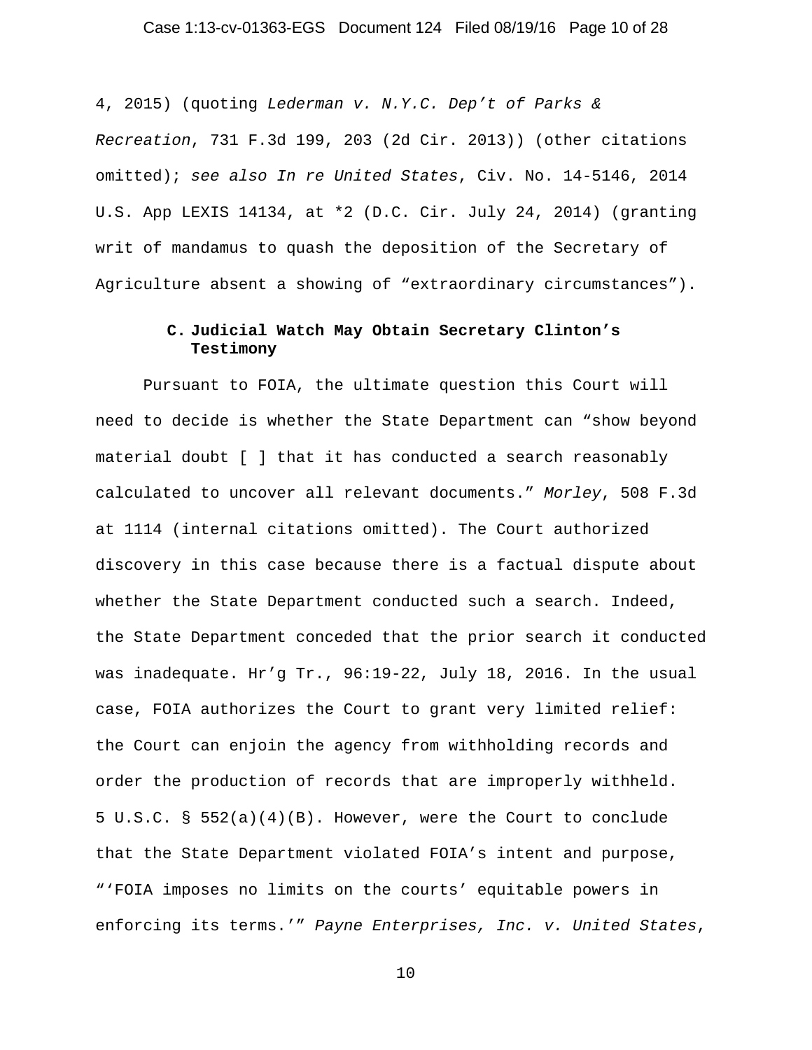4, 2015) (quoting *Lederman v. N.Y.C. Dep't of Parks & Recreation*, 731 F.3d 199, 203 (2d Cir. 2013)) (other citations omitted); *see also In re United States*, Civ. No. 14-5146, 2014 U.S. App LEXIS 14134, at *2 (D.C. Cir. July 24, 2014) (granting writ of mandamus to quash the deposition of the Secretary of Agriculture absent a showing of "extraordinary circumstances").

### C. Judicial Watch May Obtain Secretary Clinton's Testimony

Pursuant to FOIA, the ultimate question this Court will need to decide is whether the State Department can "show beyond material doubt [ ] that it has conducted a search reasonably calculated to uncover all relevant documents." *Morley*, 508 F.3d at 1114 (internal citations omitted). The Court authorized discovery in this case because there is a factual dispute about whether the State Department conducted such a search. Indeed, the State Department conceded that the prior search it conducted was inadequate. Hr'g Tr., 96:19-22, July 18, 2016. In the usual case, FOIA authorizes the Court to grant very limited relief: the Court can enjoin the agency from withholding records and order the production of records that are improperly withheld. 5 U.S.C. § 552(a)(4)(B). However, were the Court to conclude that the State Department violated FOIA's intent and purpose, "'FOIA imposes no limits on the courts' equitable powers in enforcing its terms.'" *Payne Enterprises, Inc. v. United States*,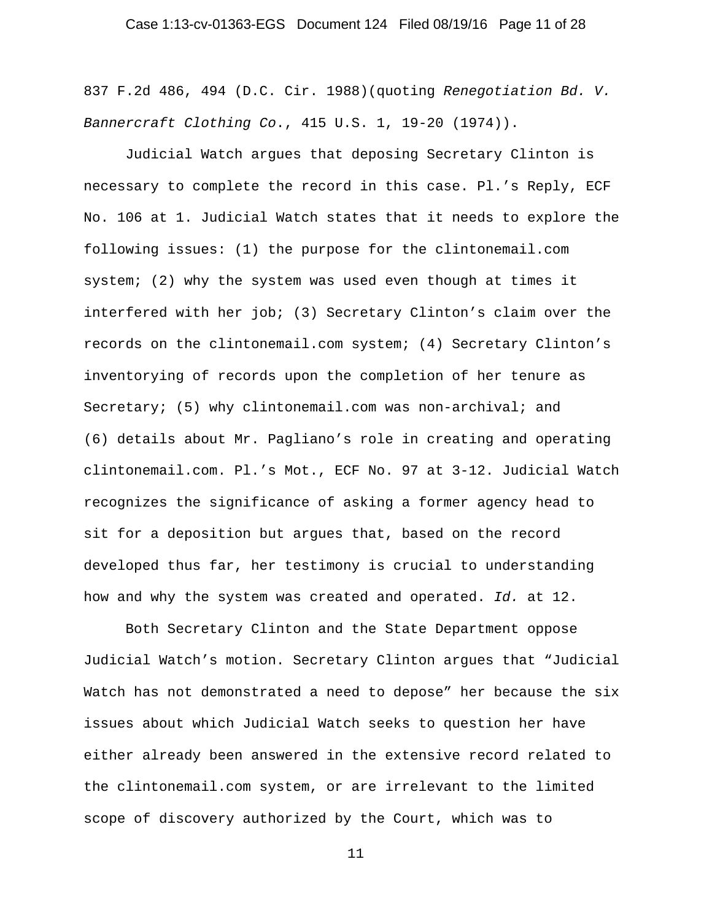837 F.2d 486, 494 (D.C. Cir. 1988)(quoting *Renegotiation Bd. V. Bannercraft Clothing Co*., 415 U.S. 1, 19-20 (1974)).

Judicial Watch argues that deposing Secretary Clinton is necessary to complete the record in this case. Pl.'s Reply, ECF No. 106 at 1. Judicial Watch states that it needs to explore the following issues: (1) the purpose for the clintonemail.com system; (2) why the system was used even though at times it interfered with her job; (3) Secretary Clinton's claim over the records on the clintonemail.com system; (4) Secretary Clinton's inventorying of records upon the completion of her tenure as Secretary; (5) why clintonemail.com was non-archival; and (6) details about Mr. Pagliano's role in creating and operating clintonemail.com. Pl.'s Mot., ECF No. 97 at 3-12. Judicial Watch recognizes the significance of asking a former agency head to sit for a deposition but argues that, based on the record developed thus far, her testimony is crucial to understanding how and why the system was created and operated. *Id.* at 12.

Both Secretary Clinton and the State Department oppose Judicial Watch's motion. Secretary Clinton argues that "Judicial Watch has not demonstrated a need to depose" her because the six issues about which Judicial Watch seeks to question her have either already been answered in the extensive record related to the clintonemail.com system, or are irrelevant to the limited scope of discovery authorized by the Court, which was to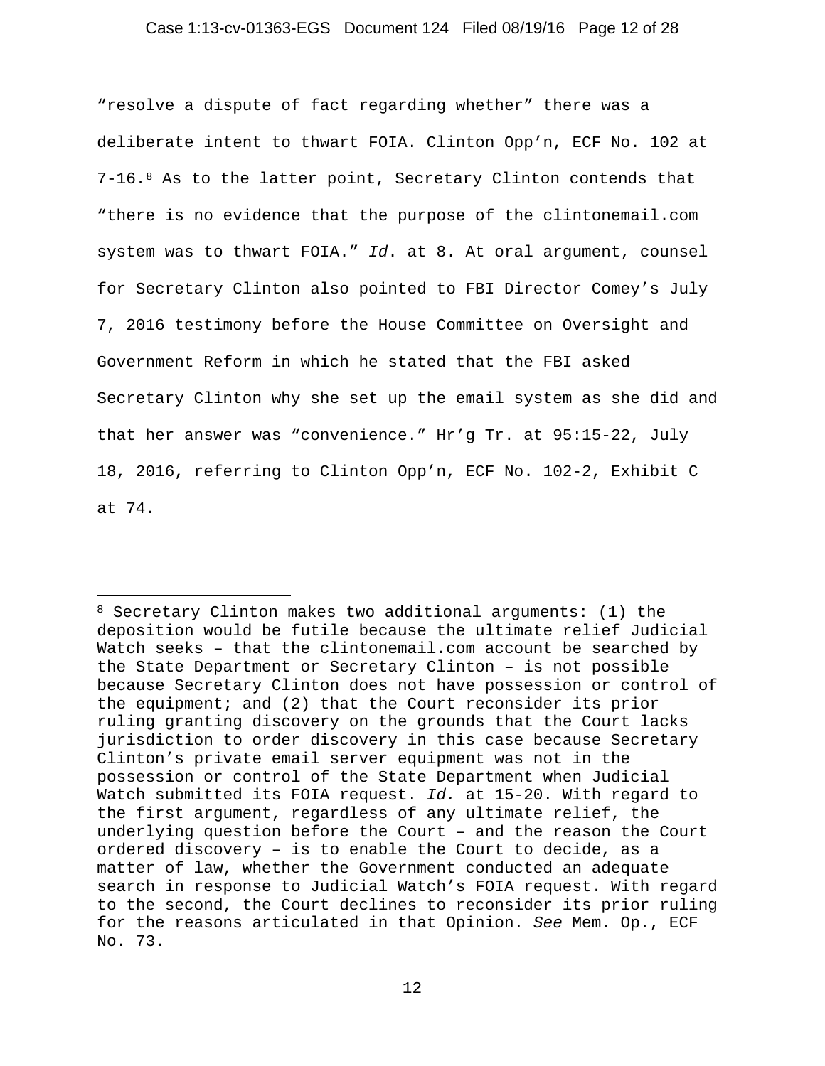"resolve a dispute of fact regarding whether" there was a deliberate intent to thwart FOIA. Clinton Opp'n, ECF No. 102 at 7-16.[8] As to the latter point, Secretary Clinton contends that "there is no evidence that the purpose of the clintonemail.com system was to thwart FOIA." *Id*. at 8. At oral argument, counsel for Secretary Clinton also pointed to FBI Director Comey's July 7, 2016 testimony before the House Committee on Oversight and Government Reform in which he stated that the FBI asked Secretary Clinton why she set up the email system as she did and that her answer was "convenience." Hr'g Tr. at 95:15-22, July 18, 2016, referring to Clinton Opp'n, ECF No. 102-2, Exhibit C at 74.

---

[8] Secretary Clinton makes two additional arguments: (1) the deposition would be futile because the ultimate relief Judicial Watch seeks – that the clintonemail.com account be searched by the State Department or Secretary Clinton – is not possible because Secretary Clinton does not have possession or control of the equipment; and (2) that the Court reconsider its prior ruling granting discovery on the grounds that the Court lacks jurisdiction to order discovery in this case because Secretary Clinton's private email server equipment was not in the possession or control of the State Department when Judicial Watch submitted its FOIA request. *Id.* at 15-20. With regard to the first argument, regardless of any ultimate relief, the underlying question before the Court – and the reason the Court ordered discovery – is to enable the Court to decide, as a matter of law, whether the Government conducted an adequate search in response to Judicial Watch's FOIA request. With regard to the second, the Court declines to reconsider its prior ruling for the reasons articulated in that Opinion. *See* Mem. Op., ECF No. 73.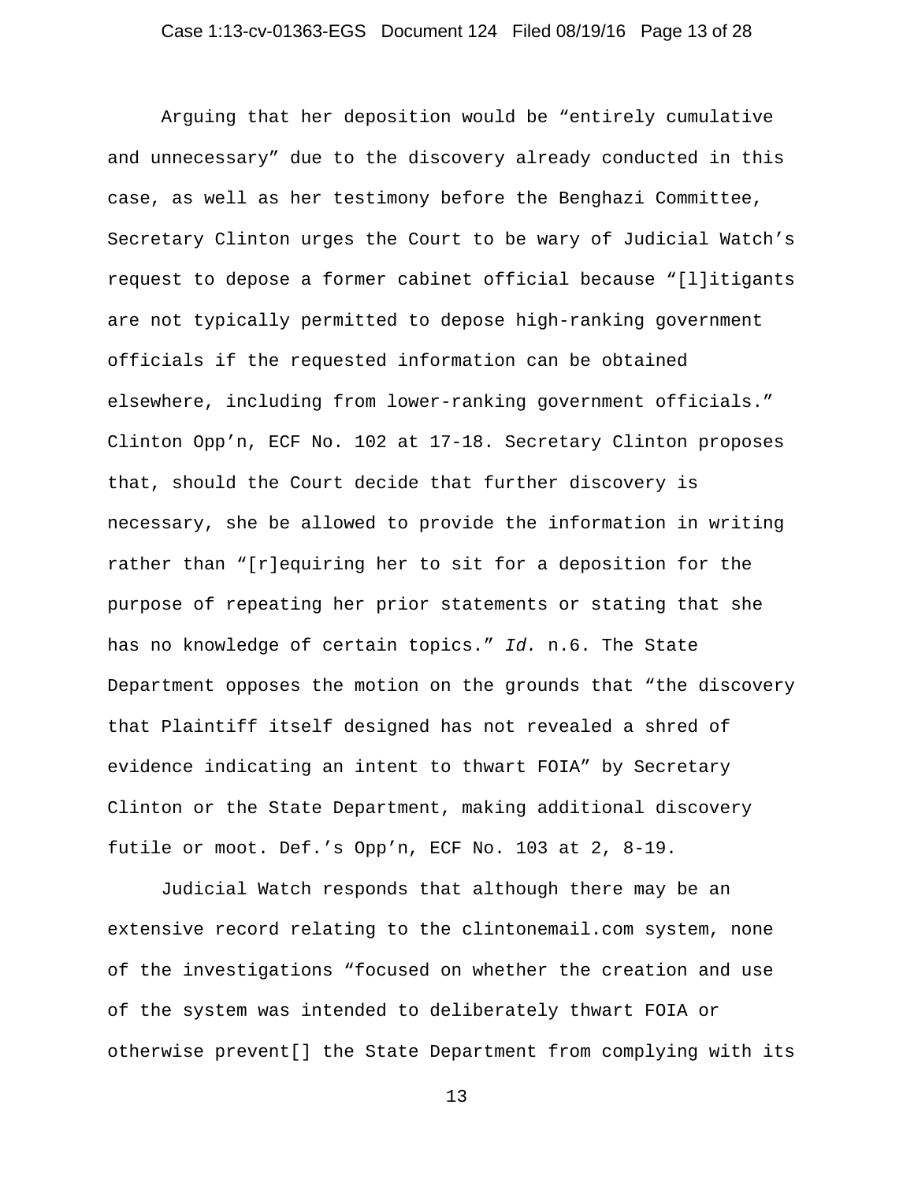Arguing that her deposition would be "entirely cumulative and unnecessary" due to the discovery already conducted in this case, as well as her testimony before the Benghazi Committee, Secretary Clinton urges the Court to be wary of Judicial Watch's request to depose a former cabinet official because "[l]itigants are not typically permitted to depose high-ranking government officials if the requested information can be obtained elsewhere, including from lower-ranking government officials." Clinton Opp'n, ECF No. 102 at 17-18. Secretary Clinton proposes that, should the Court decide that further discovery is necessary, she be allowed to provide the information in writing rather than "[r]equiring her to sit for a deposition for the purpose of repeating her prior statements or stating that she has no knowledge of certain topics." *Id.* n.6. The State Department opposes the motion on the grounds that "the discovery that Plaintiff itself designed has not revealed a shred of evidence indicating an intent to thwart FOIA" by Secretary Clinton or the State Department, making additional discovery futile or moot. Def.'s Opp'n, ECF No. 103 at 2, 8-19.

Judicial Watch responds that although there may be an extensive record relating to the clintonemail.com system, none of the investigations "focused on whether the creation and use of the system was intended to deliberately thwart FOIA or otherwise prevent[] the State Department from complying with its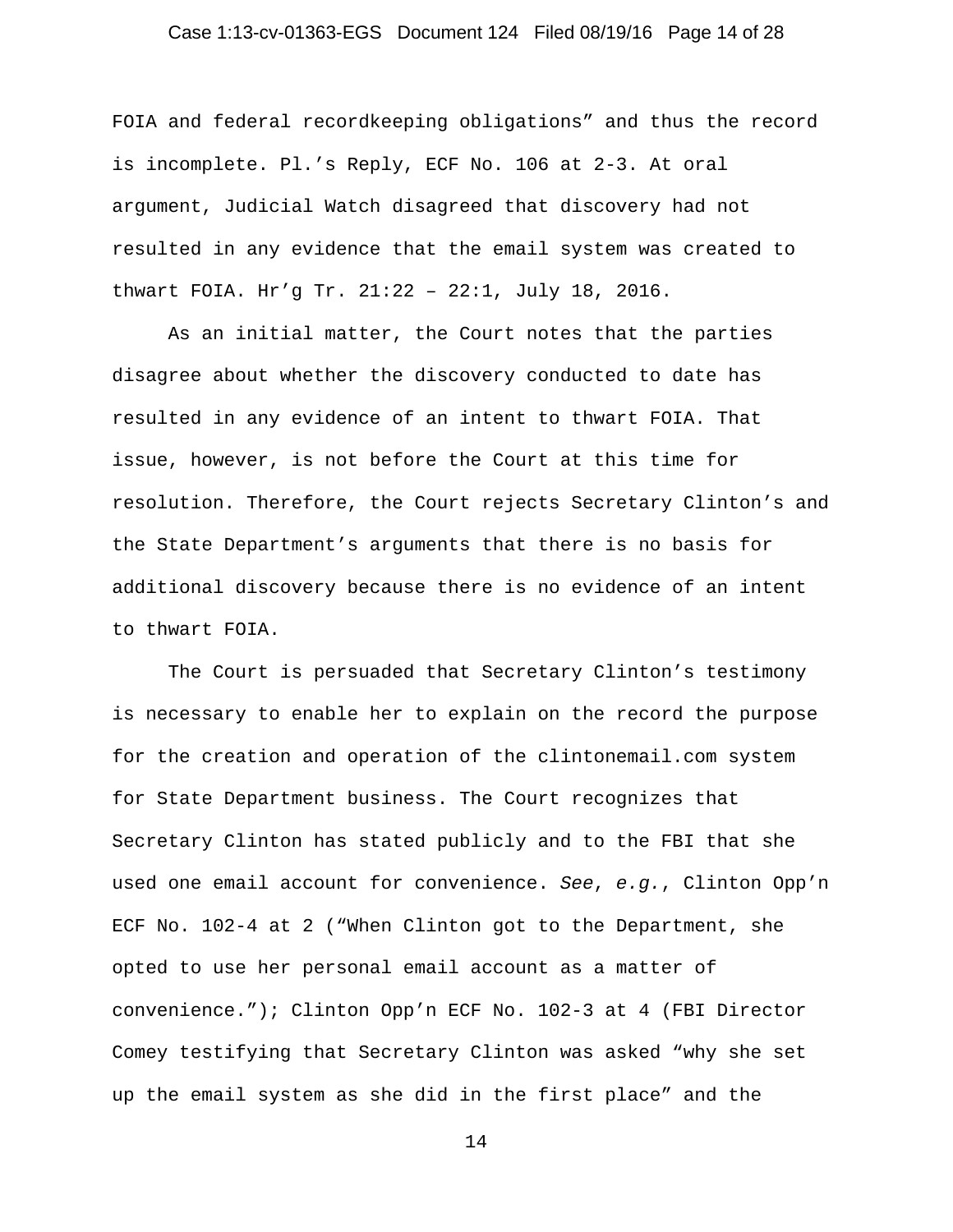FOIA and federal recordkeeping obligations" and thus the record is incomplete. Pl.'s Reply, ECF No. 106 at 2-3. At oral argument, Judicial Watch disagreed that discovery had not resulted in any evidence that the email system was created to thwart FOIA. Hr'g Tr. 21:22 – 22:1, July 18, 2016.

As an initial matter, the Court notes that the parties disagree about whether the discovery conducted to date has resulted in any evidence of an intent to thwart FOIA. That issue, however, is not before the Court at this time for resolution. Therefore, the Court rejects Secretary Clinton's and the State Department's arguments that there is no basis for additional discovery because there is no evidence of an intent to thwart FOIA.

The Court is persuaded that Secretary Clinton's testimony is necessary to enable her to explain on the record the purpose for the creation and operation of the clintonemail.com system for State Department business. The Court recognizes that Secretary Clinton has stated publicly and to the FBI that she used one email account for convenience. *See*, *e.g.*, Clinton Opp'n ECF No. 102-4 at 2 ("When Clinton got to the Department, she opted to use her personal email account as a matter of convenience."); Clinton Opp'n ECF No. 102-3 at 4 (FBI Director Comey testifying that Secretary Clinton was asked "why she set up the email system as she did in the first place" and the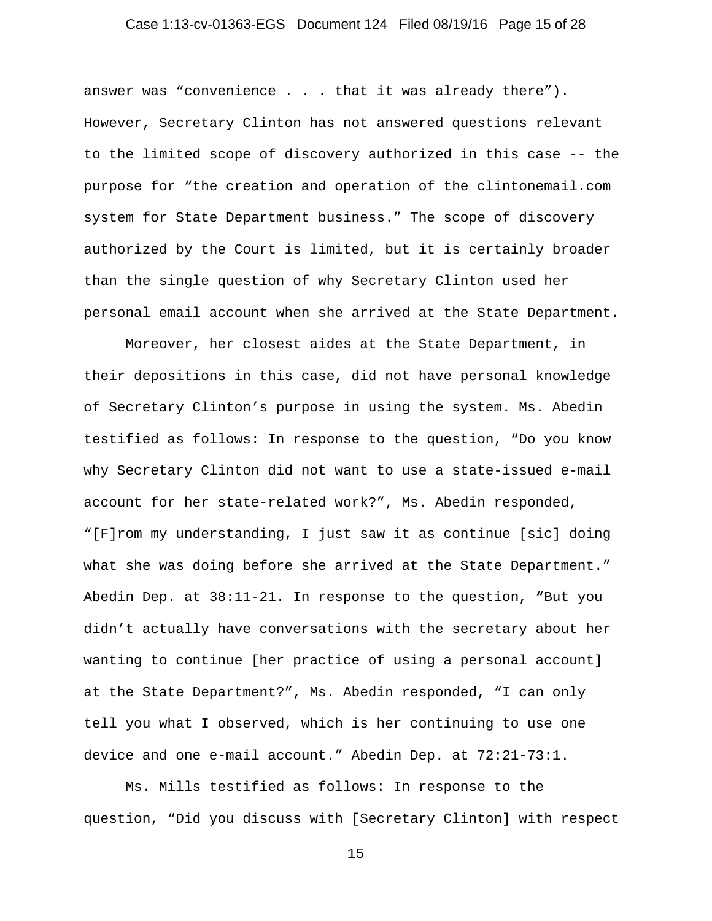answer was "convenience . . . that it was already there"). However, Secretary Clinton has not answered questions relevant to the limited scope of discovery authorized in this case -- the purpose for "the creation and operation of the clintonemail.com system for State Department business." The scope of discovery authorized by the Court is limited, but it is certainly broader than the single question of why Secretary Clinton used her personal email account when she arrived at the State Department.

Moreover, her closest aides at the State Department, in their depositions in this case, did not have personal knowledge of Secretary Clinton's purpose in using the system. Ms. Abedin testified as follows: In response to the question, "Do you know why Secretary Clinton did not want to use a state-issued e-mail account for her state-related work?", Ms. Abedin responded, "[F]rom my understanding, I just saw it as continue [sic] doing what she was doing before she arrived at the State Department." Abedin Dep. at 38:11-21. In response to the question, "But you didn't actually have conversations with the secretary about her wanting to continue [her practice of using a personal account] at the State Department?", Ms. Abedin responded, "I can only tell you what I observed, which is her continuing to use one device and one e-mail account." Abedin Dep. at 72:21-73:1.

Ms. Mills testified as follows: In response to the question, "Did you discuss with [Secretary Clinton] with respect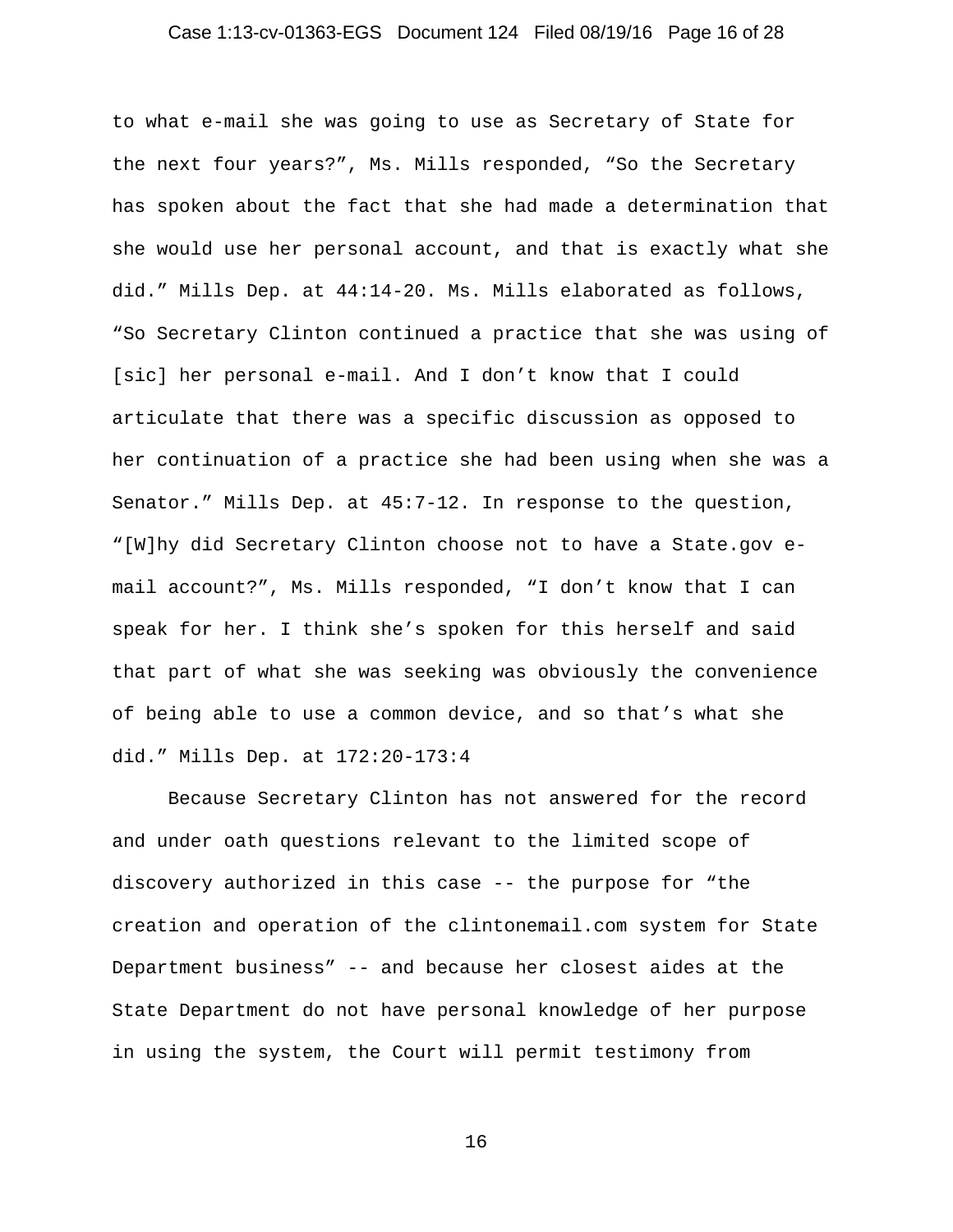to what e-mail she was going to use as Secretary of State for the next four years?", Ms. Mills responded, "So the Secretary has spoken about the fact that she had made a determination that she would use her personal account, and that is exactly what she did." Mills Dep. at 44:14-20. Ms. Mills elaborated as follows, "So Secretary Clinton continued a practice that she was using of [sic] her personal e-mail. And I don't know that I could articulate that there was a specific discussion as opposed to her continuation of a practice she had been using when she was a Senator." Mills Dep. at 45:7-12. In response to the question, "[W]hy did Secretary Clinton choose not to have a State.gov e-mail account?", Ms. Mills responded, "I don't know that I can speak for her. I think she's spoken for this herself and said that part of what she was seeking was obviously the convenience of being able to use a common device, and so that's what she did." Mills Dep. at 172:20-173:4

Because Secretary Clinton has not answered for the record and under oath questions relevant to the limited scope of discovery authorized in this case -- the purpose for "the creation and operation of the clintonemail.com system for State Department business" -- and because her closest aides at the State Department do not have personal knowledge of her purpose in using the system, the Court will permit testimony from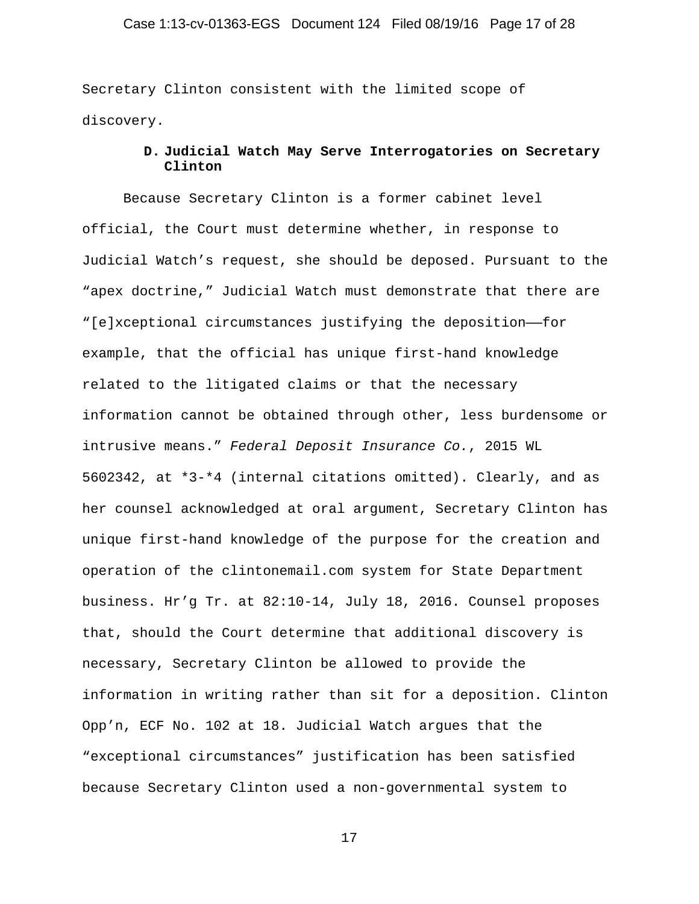Secretary Clinton consistent with the limited scope of discovery.

### D. Judicial Watch May Serve Interrogatories on Secretary Clinton

Because Secretary Clinton is a former cabinet level official, the Court must determine whether, in response to Judicial Watch's request, she should be deposed. Pursuant to the "apex doctrine," Judicial Watch must demonstrate that there are "[e]xceptional circumstances justifying the deposition——for example, that the official has unique first-hand knowledge related to the litigated claims or that the necessary information cannot be obtained through other, less burdensome or intrusive means." *Federal Deposit Insurance Co.*, 2015 WL 5602342, at *3-*4 (internal citations omitted). Clearly, and as her counsel acknowledged at oral argument, Secretary Clinton has unique first-hand knowledge of the purpose for the creation and operation of the clintonemail.com system for State Department business. Hr'g Tr. at 82:10-14, July 18, 2016. Counsel proposes that, should the Court determine that additional discovery is necessary, Secretary Clinton be allowed to provide the information in writing rather than sit for a deposition. Clinton Opp'n, ECF No. 102 at 18. Judicial Watch argues that the "exceptional circumstances" justification has been satisfied because Secretary Clinton used a non-governmental system to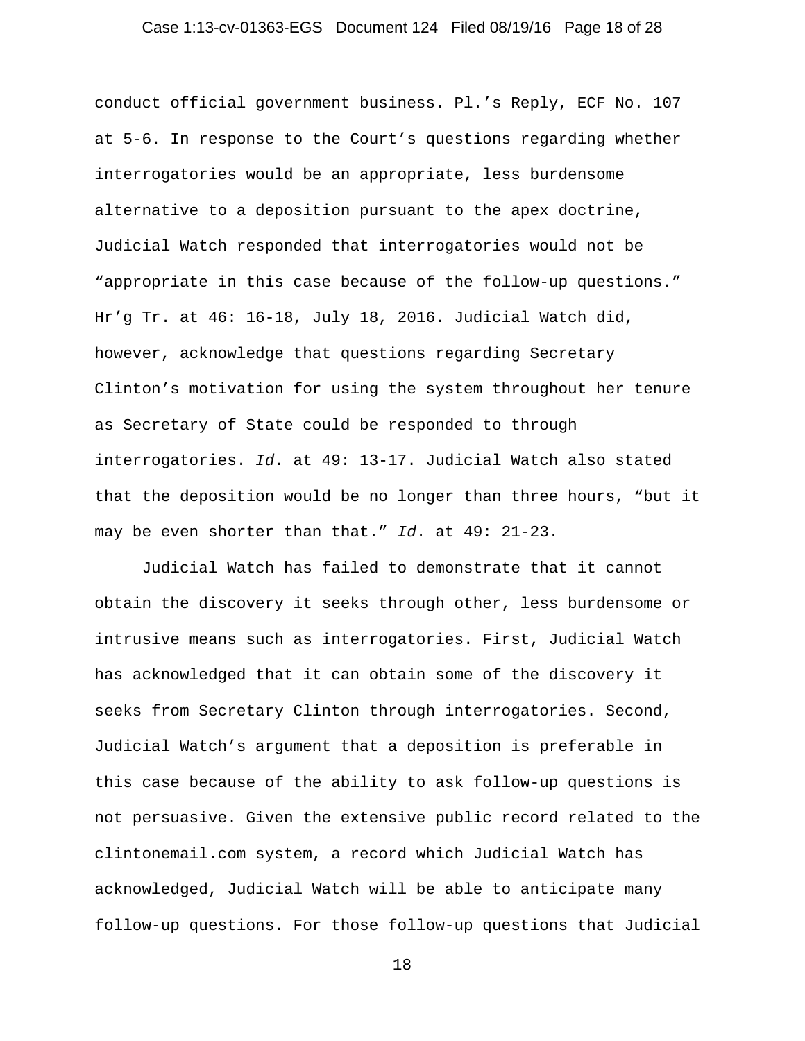conduct official government business. Pl.'s Reply, ECF No. 107 at 5-6. In response to the Court's questions regarding whether interrogatories would be an appropriate, less burdensome alternative to a deposition pursuant to the apex doctrine, Judicial Watch responded that interrogatories would not be "appropriate in this case because of the follow-up questions." Hr'g Tr. at 46: 16-18, July 18, 2016. Judicial Watch did, however, acknowledge that questions regarding Secretary Clinton's motivation for using the system throughout her tenure as Secretary of State could be responded to through interrogatories. *Id*. at 49: 13-17. Judicial Watch also stated that the deposition would be no longer than three hours, "but it may be even shorter than that." *Id*. at 49: 21-23.

Judicial Watch has failed to demonstrate that it cannot obtain the discovery it seeks through other, less burdensome or intrusive means such as interrogatories. First, Judicial Watch has acknowledged that it can obtain some of the discovery it seeks from Secretary Clinton through interrogatories. Second, Judicial Watch's argument that a deposition is preferable in this case because of the ability to ask follow-up questions is not persuasive. Given the extensive public record related to the clintonemail.com system, a record which Judicial Watch has acknowledged, Judicial Watch will be able to anticipate many follow-up questions. For those follow-up questions that Judicial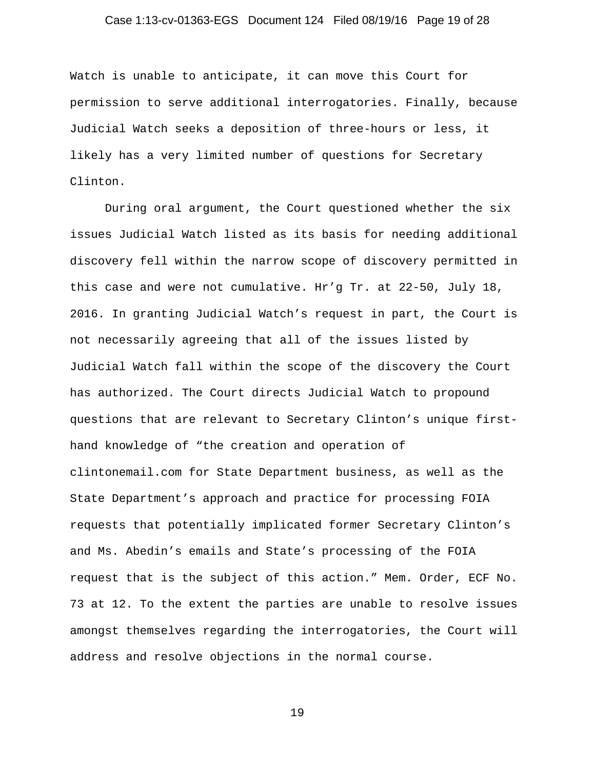Watch is unable to anticipate, it can move this Court for permission to serve additional interrogatories. Finally, because Judicial Watch seeks a deposition of three-hours or less, it likely has a very limited number of questions for Secretary Clinton.

During oral argument, the Court questioned whether the six issues Judicial Watch listed as its basis for needing additional discovery fell within the narrow scope of discovery permitted in this case and were not cumulative. Hr'g Tr. at 22-50, July 18, 2016. In granting Judicial Watch's request in part, the Court is not necessarily agreeing that all of the issues listed by Judicial Watch fall within the scope of the discovery the Court has authorized. The Court directs Judicial Watch to propound questions that are relevant to Secretary Clinton's unique first-hand knowledge of "the creation and operation of clintonemail.com for State Department business, as well as the State Department's approach and practice for processing FOIA requests that potentially implicated former Secretary Clinton's and Ms. Abedin's emails and State's processing of the FOIA request that is the subject of this action." Mem. Order, ECF No. 73 at 12. To the extent the parties are unable to resolve issues amongst themselves regarding the interrogatories, the Court will address and resolve objections in the normal course.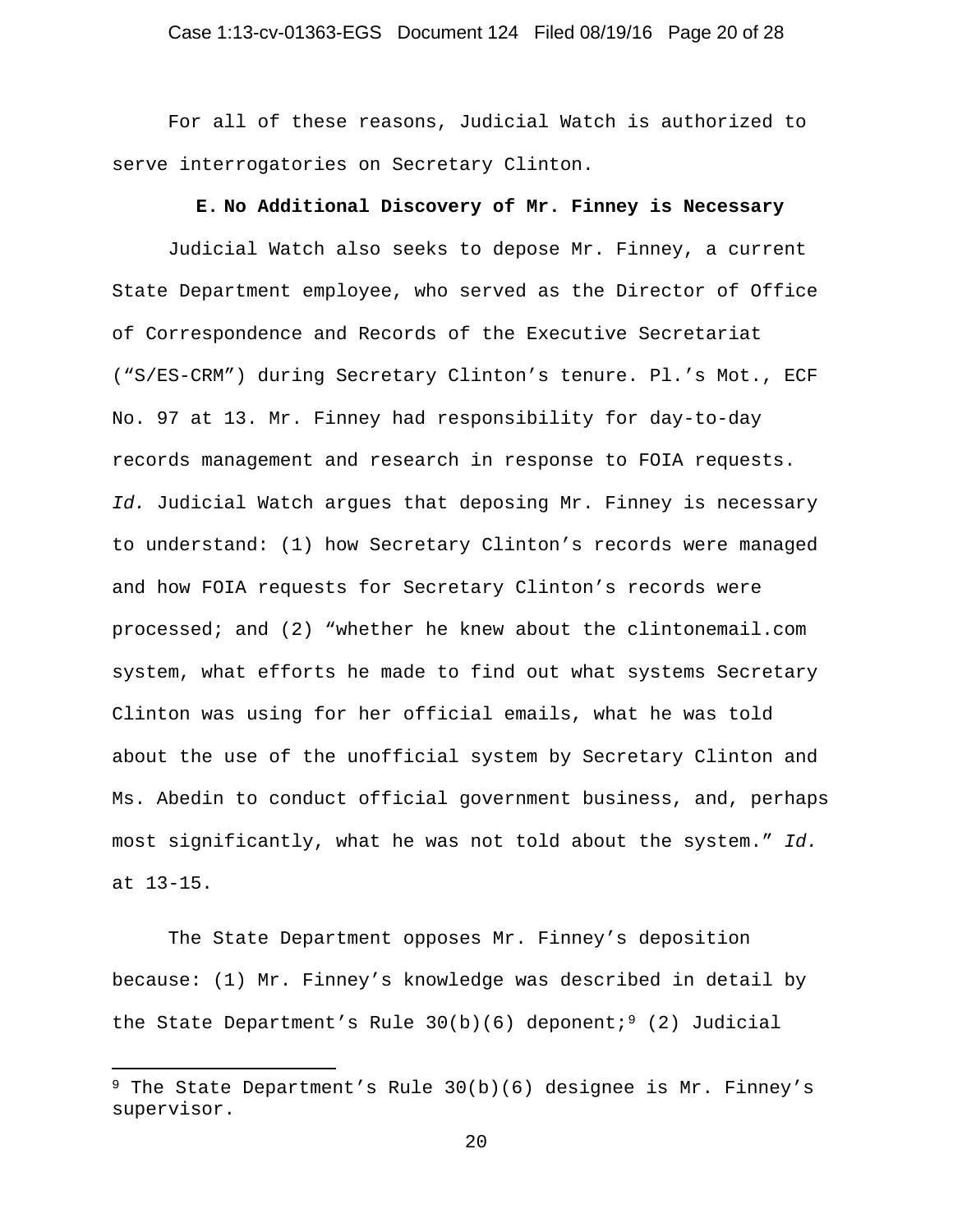For all of these reasons, Judicial Watch is authorized to serve interrogatories on Secretary Clinton.

### E. No Additional Discovery of Mr. Finney is Necessary

Judicial Watch also seeks to depose Mr. Finney, a current State Department employee, who served as the Director of Office of Correspondence and Records of the Executive Secretariat ("S/ES-CRM") during Secretary Clinton's tenure. Pl.'s Mot., ECF No. 97 at 13. Mr. Finney had responsibility for day-to-day records management and research in response to FOIA requests. *Id.* Judicial Watch argues that deposing Mr. Finney is necessary to understand: (1) how Secretary Clinton's records were managed and how FOIA requests for Secretary Clinton's records were processed; and (2) "whether he knew about the clintonemail.com system, what efforts he made to find out what systems Secretary Clinton was using for her official emails, what he was told about the use of the unofficial system by Secretary Clinton and Ms. Abedin to conduct official government business, and, perhaps most significantly, what he was not told about the system." *Id.* at 13-15.

The State Department opposes Mr. Finney's deposition because: (1) Mr. Finney's knowledge was described in detail by the State Department's Rule 30(b)(6) deponent;[9] (2) Judicial

---

[9] The State Department's Rule 30(b)(6) designee is Mr. Finney's supervisor.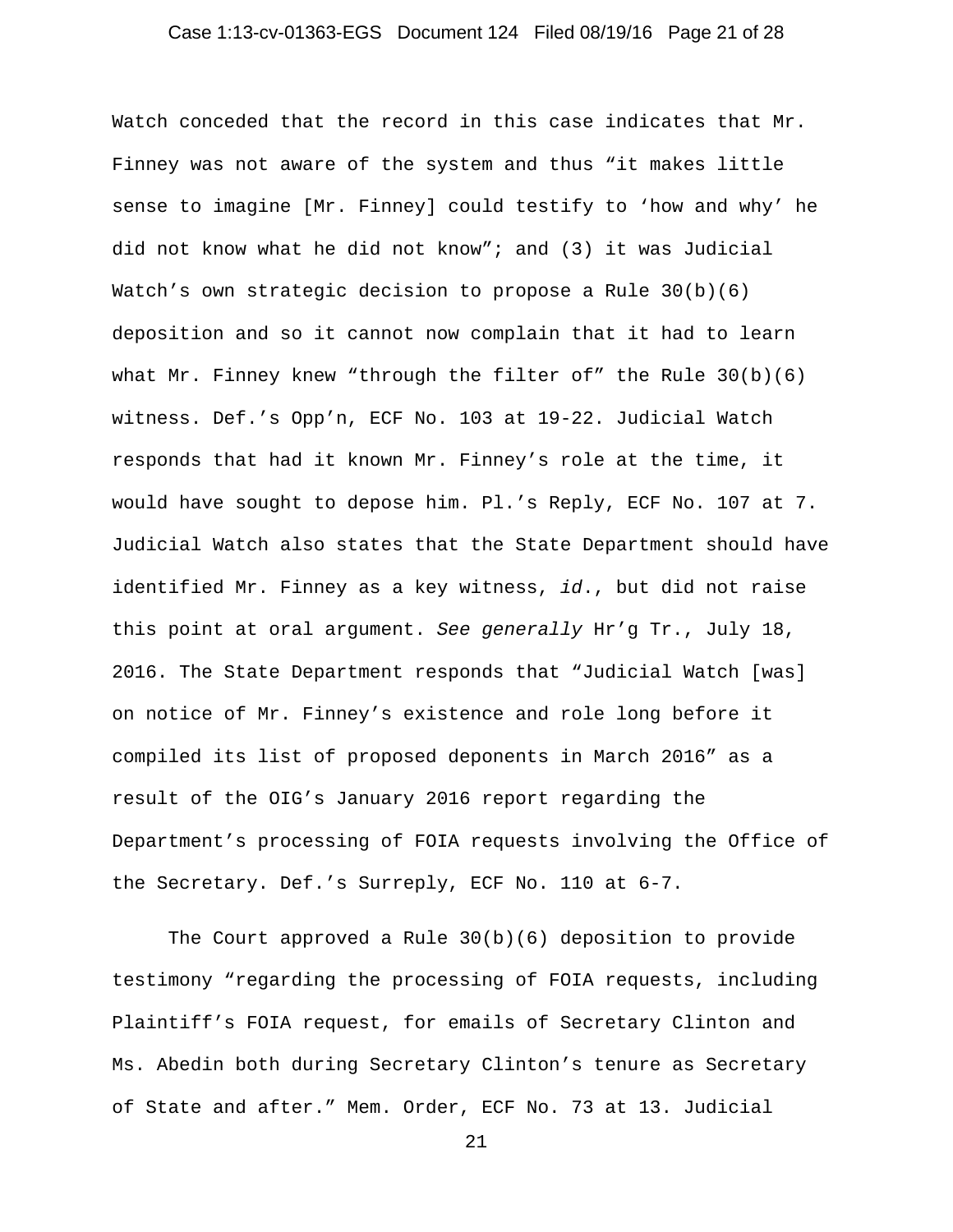Watch conceded that the record in this case indicates that Mr. Finney was not aware of the system and thus "it makes little sense to imagine [Mr. Finney] could testify to 'how and why' he did not know what he did not know"; and (3) it was Judicial Watch's own strategic decision to propose a Rule 30(b)(6) deposition and so it cannot now complain that it had to learn what Mr. Finney knew "through the filter of" the Rule 30(b)(6) witness. Def.'s Opp'n, ECF No. 103 at 19-22. Judicial Watch responds that had it known Mr. Finney's role at the time, it would have sought to depose him. Pl.'s Reply, ECF No. 107 at 7. Judicial Watch also states that the State Department should have identified Mr. Finney as a key witness, *id*., but did not raise this point at oral argument. *See generally* Hr'g Tr., July 18, 2016. The State Department responds that "Judicial Watch [was] on notice of Mr. Finney's existence and role long before it compiled its list of proposed deponents in March 2016" as a result of the OIG's January 2016 report regarding the Department's processing of FOIA requests involving the Office of the Secretary. Def.'s Surreply, ECF No. 110 at 6-7.

The Court approved a Rule 30(b)(6) deposition to provide testimony "regarding the processing of FOIA requests, including Plaintiff's FOIA request, for emails of Secretary Clinton and Ms. Abedin both during Secretary Clinton's tenure as Secretary of State and after." Mem. Order, ECF No. 73 at 13. Judicial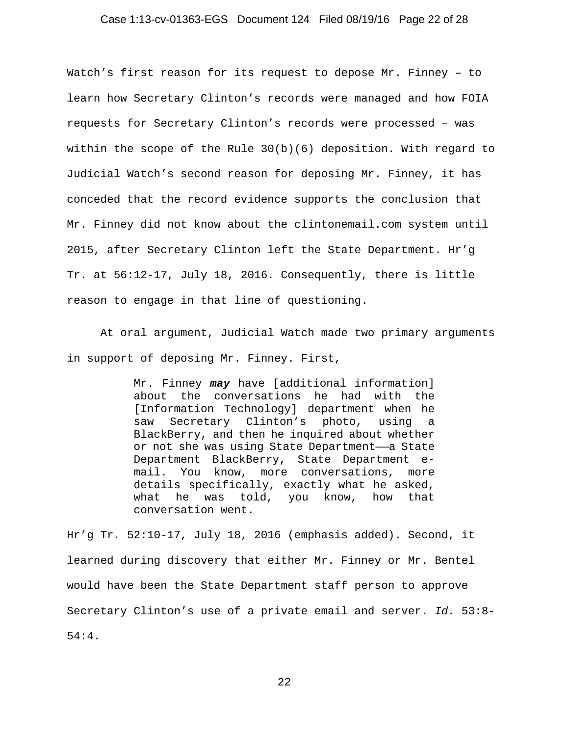Watch's first reason for its request to depose Mr. Finney – to learn how Secretary Clinton's records were managed and how FOIA requests for Secretary Clinton's records were processed – was within the scope of the Rule 30(b)(6) deposition. With regard to Judicial Watch's second reason for deposing Mr. Finney, it has conceded that the record evidence supports the conclusion that Mr. Finney did not know about the clintonemail.com system until 2015, after Secretary Clinton left the State Department. Hr'g Tr. at 56:12-17, July 18, 2016. Consequently, there is little reason to engage in that line of questioning.

At oral argument, Judicial Watch made two primary arguments in support of deposing Mr. Finney. First,

> Mr. Finney ***may*** have [additional information] about the conversations he had with the [Information Technology] department when he saw Secretary Clinton's photo, using a BlackBerry, and then he inquired about whether or not she was using State Department——a State Department BlackBerry, State Department e-mail. You know, more conversations, more details specifically, exactly what he asked, what he was told, you know, how that conversation went.

Hr'g Tr. 52:10-17, July 18, 2016 (emphasis added). Second, it learned during discovery that either Mr. Finney or Mr. Bentel would have been the State Department staff person to approve Secretary Clinton's use of a private email and server. *Id.* 53:8-54:4.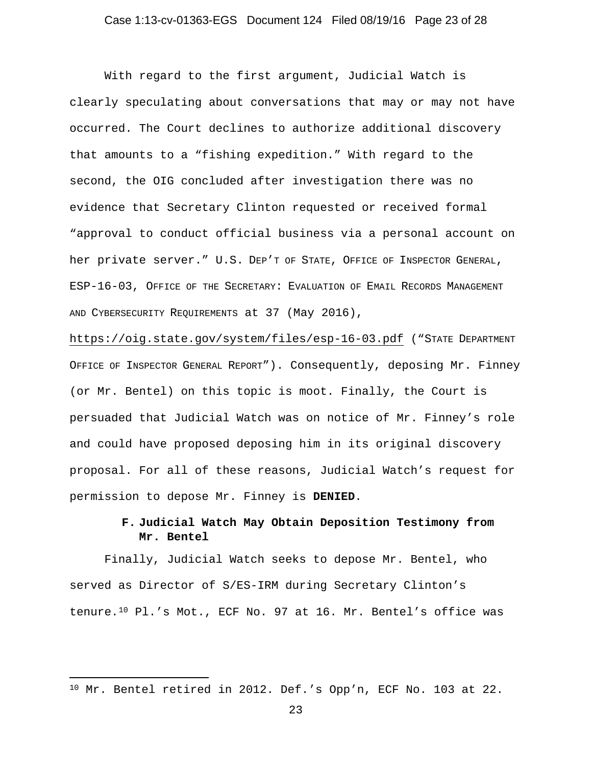With regard to the first argument, Judicial Watch is clearly speculating about conversations that may or may not have occurred. The Court declines to authorize additional discovery that amounts to a "fishing expedition." With regard to the second, the OIG concluded after investigation there was no evidence that Secretary Clinton requested or received formal "approval to conduct official business via a personal account on her private server." U.S. DEP'T OF STATE, OFFICE OF INSPECTOR GENERAL, ESP-16-03, OFFICE OF THE SECRETARY: EVALUATION OF EMAIL RECORDS MANAGEMENT AND CYBERSECURITY REQUIREMENTS at 37 (May 2016), https://oig.state.gov/system/files/esp-16-03.pdf ("STATE DEPARTMENT OFFICE OF INSPECTOR GENERAL REPORT"). Consequently, deposing Mr. Finney (or Mr. Bentel) on this topic is moot. Finally, the Court is persuaded that Judicial Watch was on notice of Mr. Finney's role and could have proposed deposing him in its original discovery proposal. For all of these reasons, Judicial Watch's request for permission to depose Mr. Finney is **DENIED**.

### F. Judicial Watch May Obtain Deposition Testimony from Mr. Bentel

Finally, Judicial Watch seeks to depose Mr. Bentel, who served as Director of S/ES-IRM during Secretary Clinton's tenure.[10] Pl.'s Mot., ECF No. 97 at 16. Mr. Bentel's office was

---

[10] Mr. Bentel retired in 2012. Def.'s Opp'n, ECF No. 103 at 22.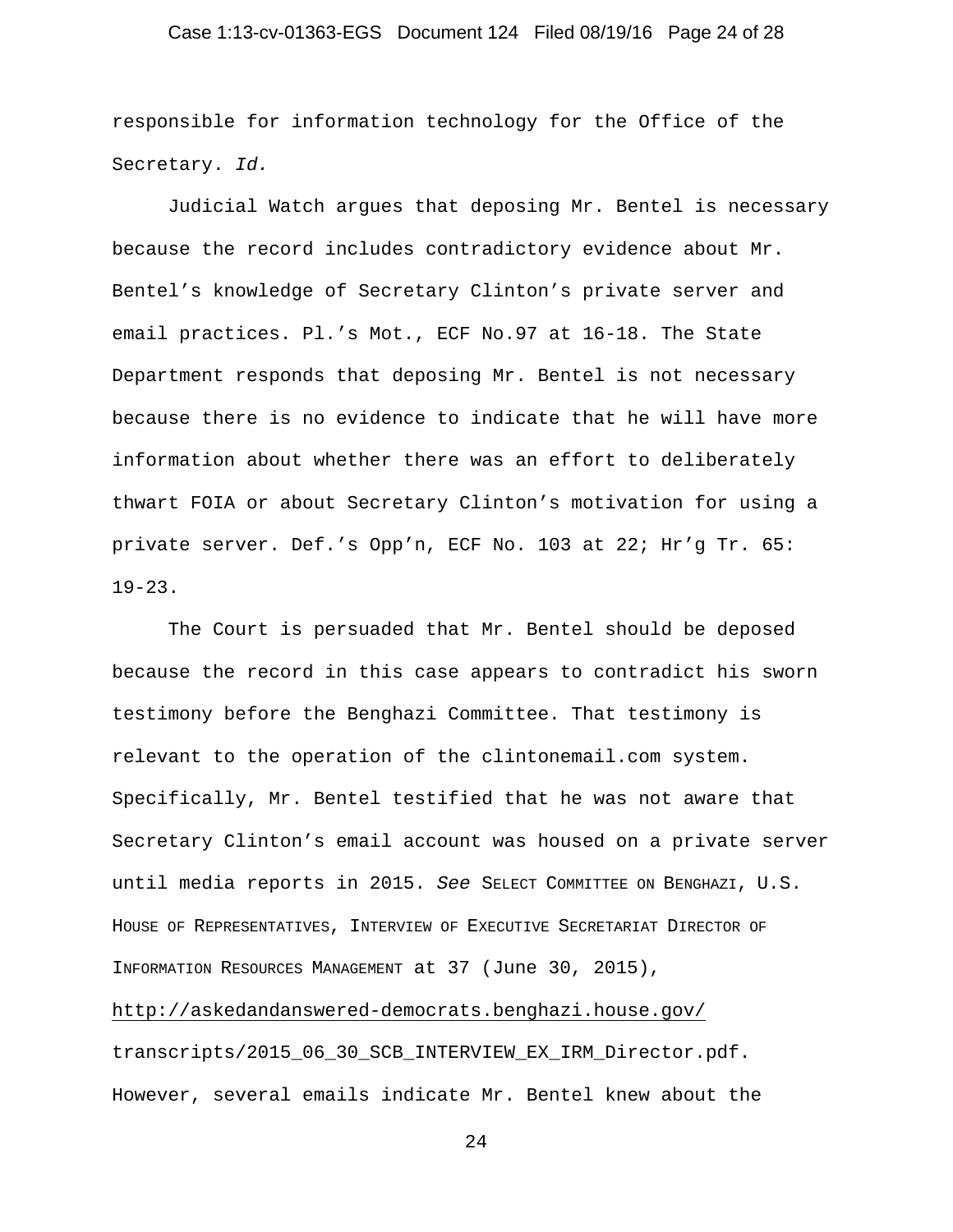responsible for information technology for the Office of the Secretary. *Id.*

Judicial Watch argues that deposing Mr. Bentel is necessary because the record includes contradictory evidence about Mr. Bentel's knowledge of Secretary Clinton's private server and email practices. Pl.'s Mot., ECF No.97 at 16-18. The State Department responds that deposing Mr. Bentel is not necessary because there is no evidence to indicate that he will have more information about whether there was an effort to deliberately thwart FOIA or about Secretary Clinton's motivation for using a private server. Def.'s Opp'n, ECF No. 103 at 22; Hr'g Tr. 65: 19-23.

The Court is persuaded that Mr. Bentel should be deposed because the record in this case appears to contradict his sworn testimony before the Benghazi Committee. That testimony is relevant to the operation of the clintonemail.com system. Specifically, Mr. Bentel testified that he was not aware that Secretary Clinton's email account was housed on a private server until media reports in 2015. *See* SELECT COMMITTEE ON BENGHAZI, U.S. HOUSE OF REPRESENTATIVES, INTERVIEW OF EXECUTIVE SECRETARIAT DIRECTOR OF INFORMATION RESOURCES MANAGEMENT at 37 (June 30, 2015), http://askedandanswered-democrats.benghazi.house.gov/transcripts/2015_06_30_SCB_INTERVIEW_EX_IRM_Director.pdf. However, several emails indicate Mr. Bentel knew about the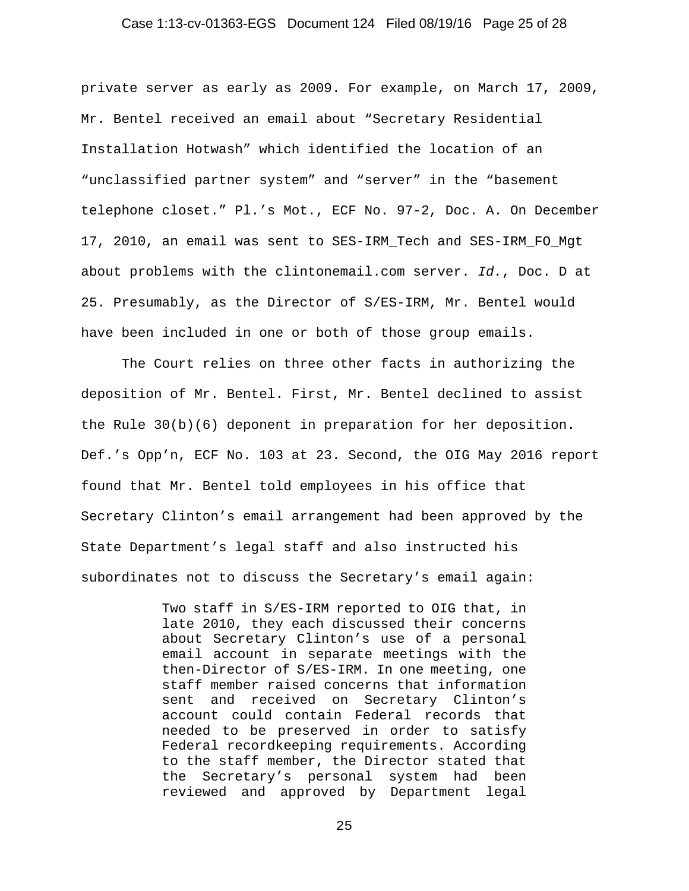private server as early as 2009. For example, on March 17, 2009, Mr. Bentel received an email about "Secretary Residential Installation Hotwash" which identified the location of an "unclassified partner system" and "server" in the "basement telephone closet." Pl.'s Mot., ECF No. 97-2, Doc. A. On December 17, 2010, an email was sent to SES-IRM_Tech and SES-IRM_FO_Mgt about problems with the clintonemail.com server. *Id.*, Doc. D at 25. Presumably, as the Director of S/ES-IRM, Mr. Bentel would have been included in one or both of those group emails.

The Court relies on three other facts in authorizing the deposition of Mr. Bentel. First, Mr. Bentel declined to assist the Rule 30(b)(6) deponent in preparation for her deposition. Def.'s Opp'n, ECF No. 103 at 23. Second, the OIG May 2016 report found that Mr. Bentel told employees in his office that Secretary Clinton's email arrangement had been approved by the State Department's legal staff and also instructed his subordinates not to discuss the Secretary's email again:

> Two staff in S/ES-IRM reported to OIG that, in late 2010, they each discussed their concerns about Secretary Clinton's use of a personal email account in separate meetings with the then-Director of S/ES-IRM. In one meeting, one staff member raised concerns that information sent and received on Secretary Clinton's account could contain Federal records that needed to be preserved in order to satisfy Federal recordkeeping requirements. According to the staff member, the Director stated that the Secretary's personal system had been reviewed and approved by Department legal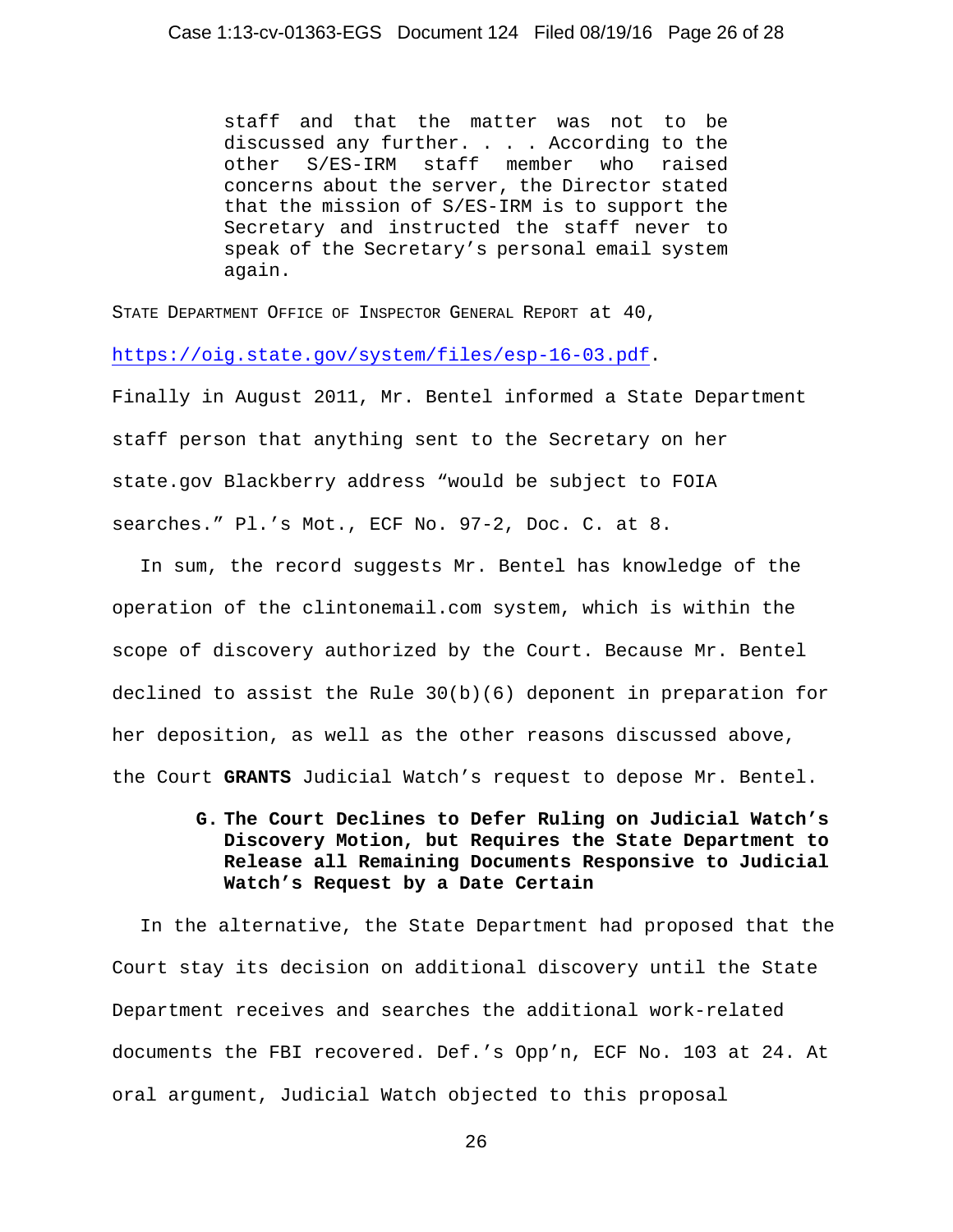> staff and that the matter was not to be discussed any further. . . . According to the other S/ES-IRM staff member who raised concerns about the server, the Director stated that the mission of S/ES-IRM is to support the Secretary and instructed the staff never to speak of the Secretary's personal email system again.

STATE DEPARTMENT OFFICE OF INSPECTOR GENERAL REPORT at 40, https://oig.state.gov/system/files/esp-16-03.pdf. Finally in August 2011, Mr. Bentel informed a State Department staff person that anything sent to the Secretary on her state.gov Blackberry address "would be subject to FOIA searches." Pl.'s Mot., ECF No. 97-2, Doc. C. at 8.

In sum, the record suggests Mr. Bentel has knowledge of the operation of the clintonemail.com system, which is within the scope of discovery authorized by the Court. Because Mr. Bentel declined to assist the Rule 30(b)(6) deponent in preparation for her deposition, as well as the other reasons discussed above, the Court **GRANTS** Judicial Watch's request to depose Mr. Bentel.

**G. The Court Declines to Defer Ruling on Judicial Watch's Discovery Motion, but Requires the State Department to Release all Remaining Documents Responsive to Judicial Watch's Request by a Date Certain**

In the alternative, the State Department had proposed that the Court stay its decision on additional discovery until the State Department receives and searches the additional work-related documents the FBI recovered. Def.'s Opp'n, ECF No. 103 at 24. At oral argument, Judicial Watch objected to this proposal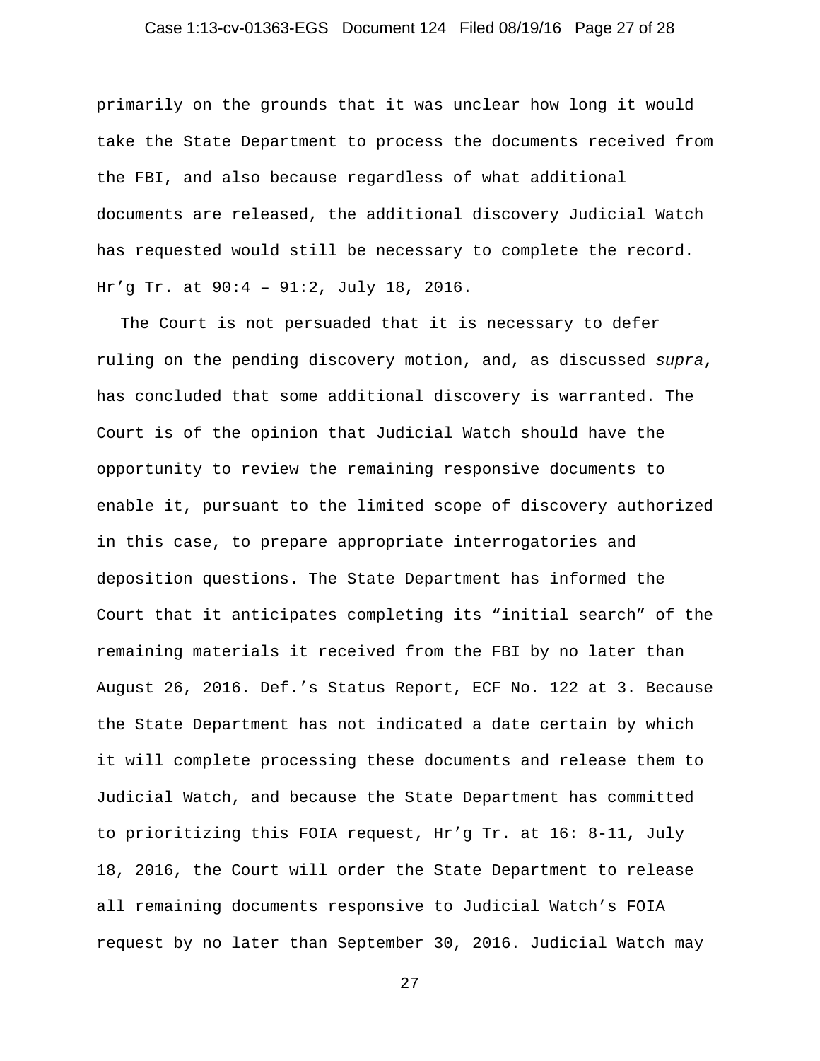primarily on the grounds that it was unclear how long it would take the State Department to process the documents received from the FBI, and also because regardless of what additional documents are released, the additional discovery Judicial Watch has requested would still be necessary to complete the record. Hr'g Tr. at 90:4 – 91:2, July 18, 2016.

The Court is not persuaded that it is necessary to defer ruling on the pending discovery motion, and, as discussed *supra*, has concluded that some additional discovery is warranted. The Court is of the opinion that Judicial Watch should have the opportunity to review the remaining responsive documents to enable it, pursuant to the limited scope of discovery authorized in this case, to prepare appropriate interrogatories and deposition questions. The State Department has informed the Court that it anticipates completing its "initial search" of the remaining materials it received from the FBI by no later than August 26, 2016. Def.'s Status Report, ECF No. 122 at 3. Because the State Department has not indicated a date certain by which it will complete processing these documents and release them to Judicial Watch, and because the State Department has committed to prioritizing this FOIA request, Hr'g Tr. at 16: 8-11, July 18, 2016, the Court will order the State Department to release all remaining documents responsive to Judicial Watch's FOIA request by no later than September 30, 2016. Judicial Watch may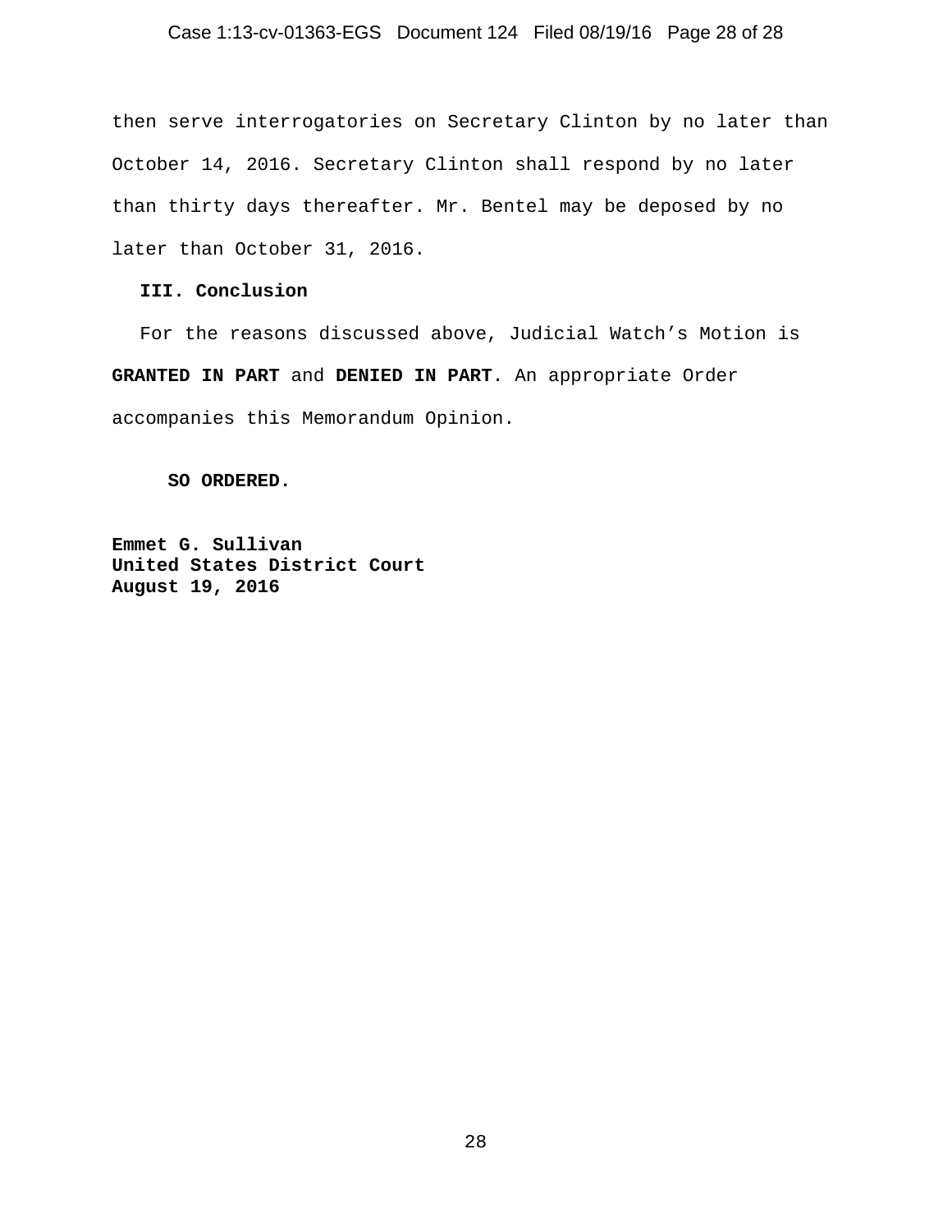then serve interrogatories on Secretary Clinton by no later than October 14, 2016. Secretary Clinton shall respond by no later than thirty days thereafter. Mr. Bentel may be deposed by no later than October 31, 2016.

## III. Conclusion

For the reasons discussed above, Judicial Watch's Motion is **GRANTED IN PART** and **DENIED IN PART**. An appropriate Order accompanies this Memorandum Opinion.

**SO ORDERED.**

**Emmet G. Sullivan**
**United States District Court**
**August 19, 2016**